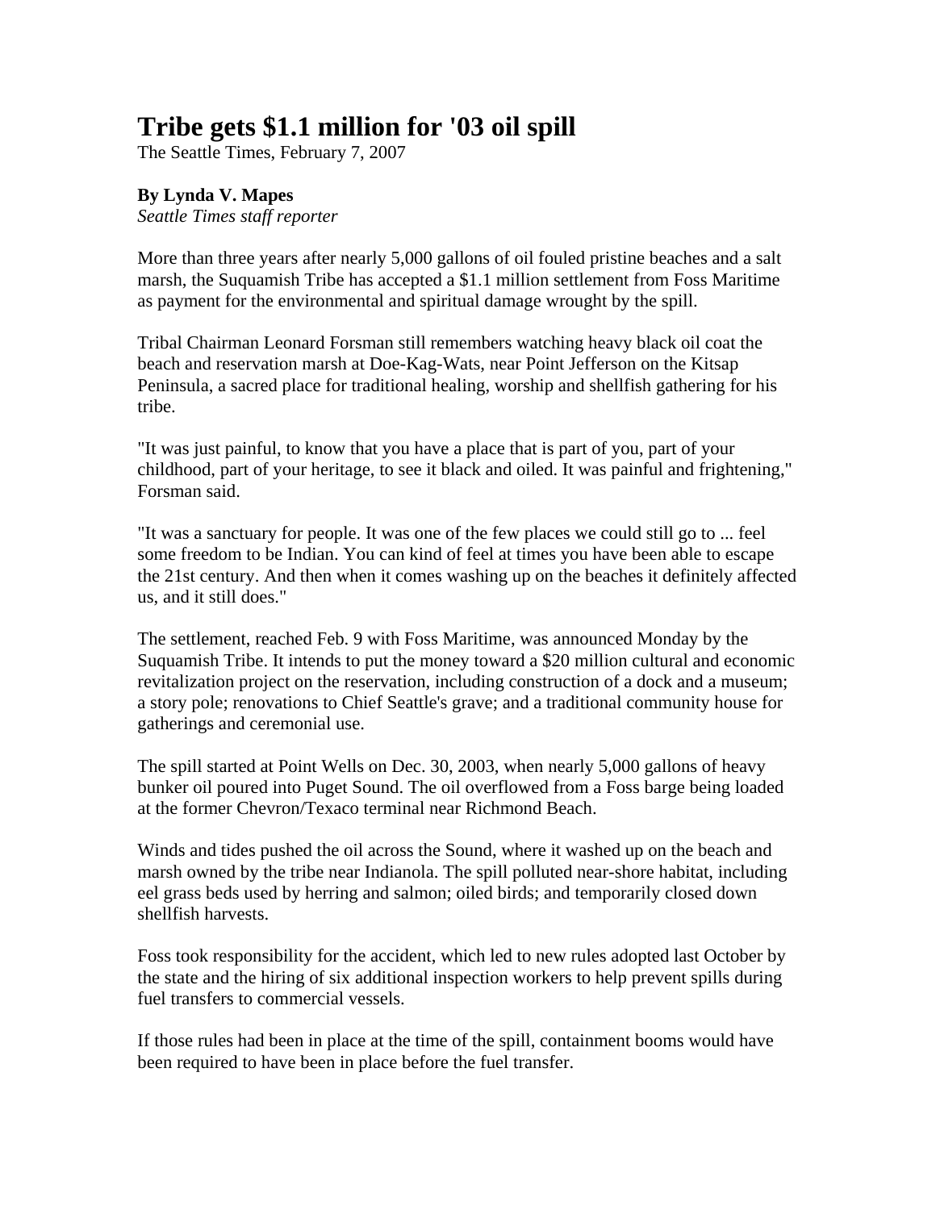# Tribe gets $1.1 million for '03 oil spill

The Seattle Times, February 7, 2007

**By Lynda V. Mapes**
*Seattle Times staff reporter*

More than three years after nearly 5,000 gallons of oil fouled pristine beaches and a salt marsh, the Suquamish Tribe has accepted a $1.1 million settlement from Foss Maritime as payment for the environmental and spiritual damage wrought by the spill.

Tribal Chairman Leonard Forsman still remembers watching heavy black oil coat the beach and reservation marsh at Doe-Kag-Wats, near Point Jefferson on the Kitsap Peninsula, a sacred place for traditional healing, worship and shellfish gathering for his tribe.

"It was just painful, to know that you have a place that is part of you, part of your childhood, part of your heritage, to see it black and oiled. It was painful and frightening," Forsman said.

"It was a sanctuary for people. It was one of the few places we could still go to ... feel some freedom to be Indian. You can kind of feel at times you have been able to escape the 21st century. And then when it comes washing up on the beaches it definitely affected us, and it still does."

The settlement, reached Feb. 9 with Foss Maritime, was announced Monday by the Suquamish Tribe. It intends to put the money toward a $20 million cultural and economic revitalization project on the reservation, including construction of a dock and a museum; a story pole; renovations to Chief Seattle's grave; and a traditional community house for gatherings and ceremonial use.

The spill started at Point Wells on Dec. 30, 2003, when nearly 5,000 gallons of heavy bunker oil poured into Puget Sound. The oil overflowed from a Foss barge being loaded at the former Chevron/Texaco terminal near Richmond Beach.

Winds and tides pushed the oil across the Sound, where it washed up on the beach and marsh owned by the tribe near Indianola. The spill polluted near-shore habitat, including eel grass beds used by herring and salmon; oiled birds; and temporarily closed down shellfish harvests.

Foss took responsibility for the accident, which led to new rules adopted last October by the state and the hiring of six additional inspection workers to help prevent spills during fuel transfers to commercial vessels.

If those rules had been in place at the time of the spill, containment booms would have been required to have been in place before the fuel transfer.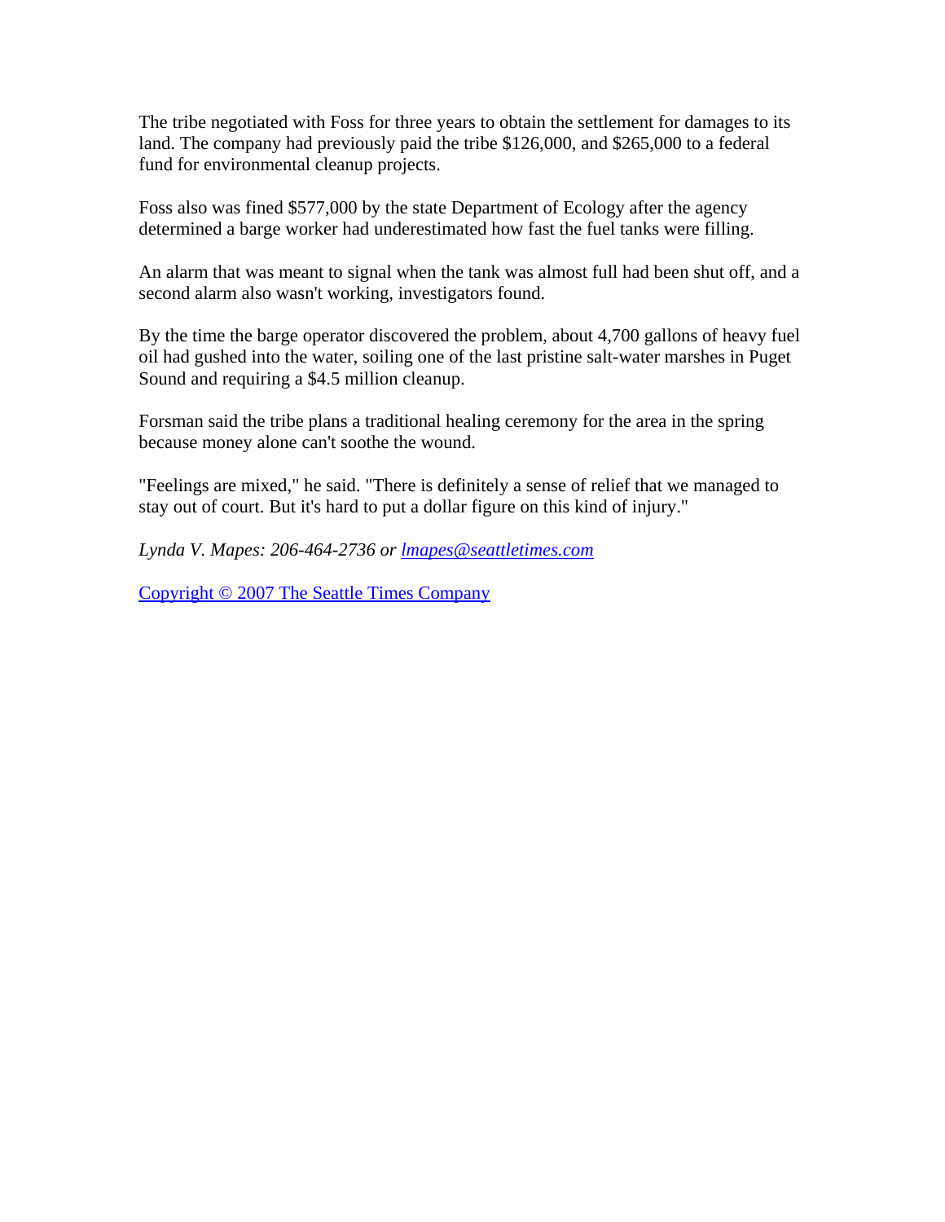The tribe negotiated with Foss for three years to obtain the settlement for damages to its land. The company had previously paid the tribe $126,000, and $265,000 to a federal fund for environmental cleanup projects.

Foss also was fined $577,000 by the state Department of Ecology after the agency determined a barge worker had underestimated how fast the fuel tanks were filling.

An alarm that was meant to signal when the tank was almost full had been shut off, and a second alarm also wasn't working, investigators found.

By the time the barge operator discovered the problem, about 4,700 gallons of heavy fuel oil had gushed into the water, soiling one of the last pristine salt-water marshes in Puget Sound and requiring a $4.5 million cleanup.

Forsman said the tribe plans a traditional healing ceremony for the area in the spring because money alone can't soothe the wound.

"Feelings are mixed," he said. "There is definitely a sense of relief that we managed to stay out of court. But it's hard to put a dollar figure on this kind of injury."

*Lynda V. Mapes: 206-464-2736 or lmapes@seattletimes.com*

Copyright © 2007 The Seattle Times Company